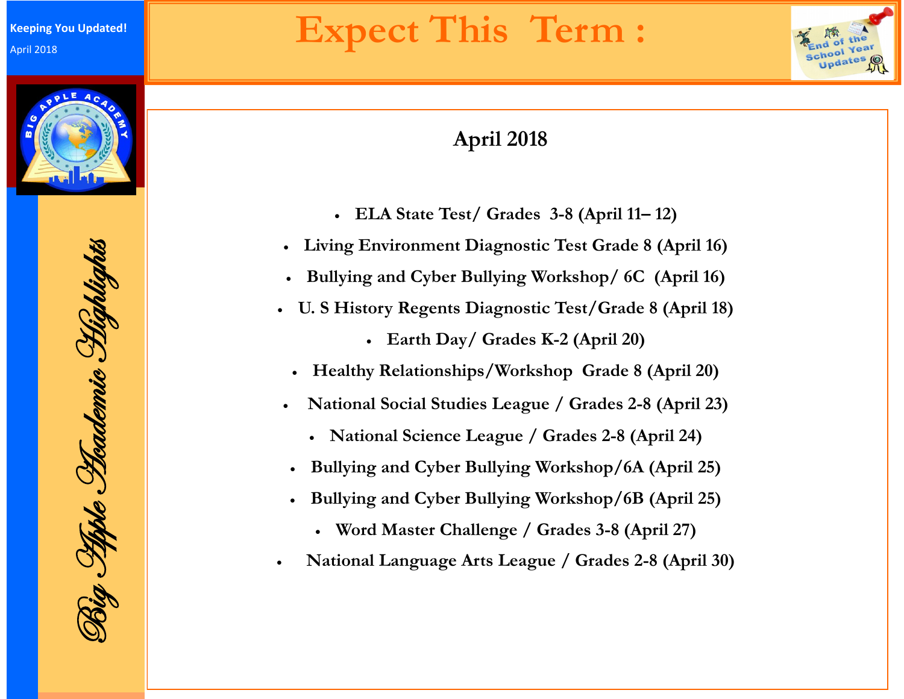Keeping You Updated!

April 2018

*Big Apple Academic Highlights*

# Expect This Term :

## April 2018

- **ELA State Test/ Grades 3-8 (April 11– 12)**
- **Living Environment Diagnostic Test Grade 8 (April 16)**
- **Bullying and Cyber Bullying Workshop/ 6C (April 16)**
- **U. S History Regents Diagnostic Test/Grade 8 (April 18)**
- **Earth Day/ Grades K-2 (April 20)**
- **Healthy Relationships/Workshop Grade 8 (April 20)**
- **National Social Studies League / Grades 2-8 (April 23)**
- **National Science League / Grades 2-8 (April 24)**
- **Bullying and Cyber Bullying Workshop/6A (April 25)**
- **Bullying and Cyber Bullying Workshop/6B (April 25)**
- **Word Master Challenge / Grades 3-8 (April 27)**
- **National Language Arts League / Grades 2-8 (April 30)**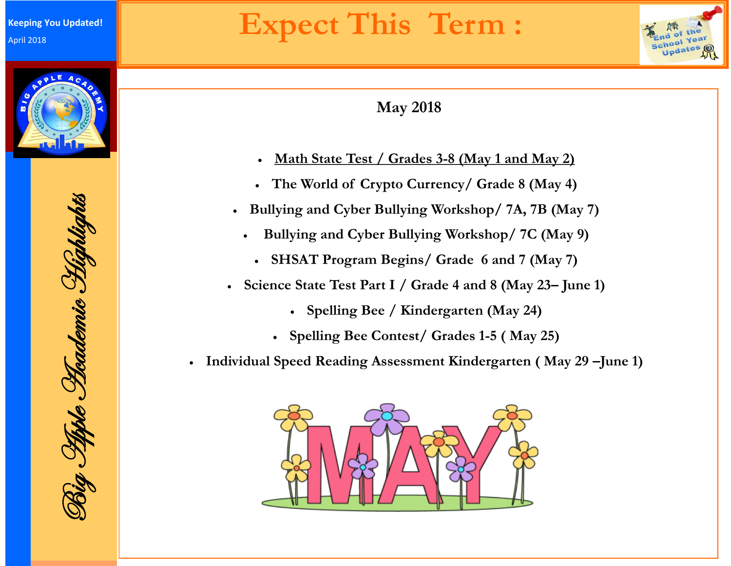Keeping You Updated!

April 2018

*Big Apple Academic Highlights*

# Expect This Term :

## May 2018

- Math State Test / Grades 3-8 (May 1 and May 2)
- The World of Crypto Currency/ Grade 8 (May 4)
- Bullying and Cyber Bullying Workshop/ 7A, 7B (May 7)
- Bullying and Cyber Bullying Workshop/ 7C (May 9)
- SHSAT Program Begins/ Grade 6 and 7 (May 7)
- Science State Test Part I / Grade 4 and 8 (May 23– June 1)
- Spelling Bee / Kindergarten (May 24)
- Spelling Bee Contest/ Grades 1-5 ( May 25)
- Individual Speed Reading Assessment Kindergarten ( May 29 –June 1)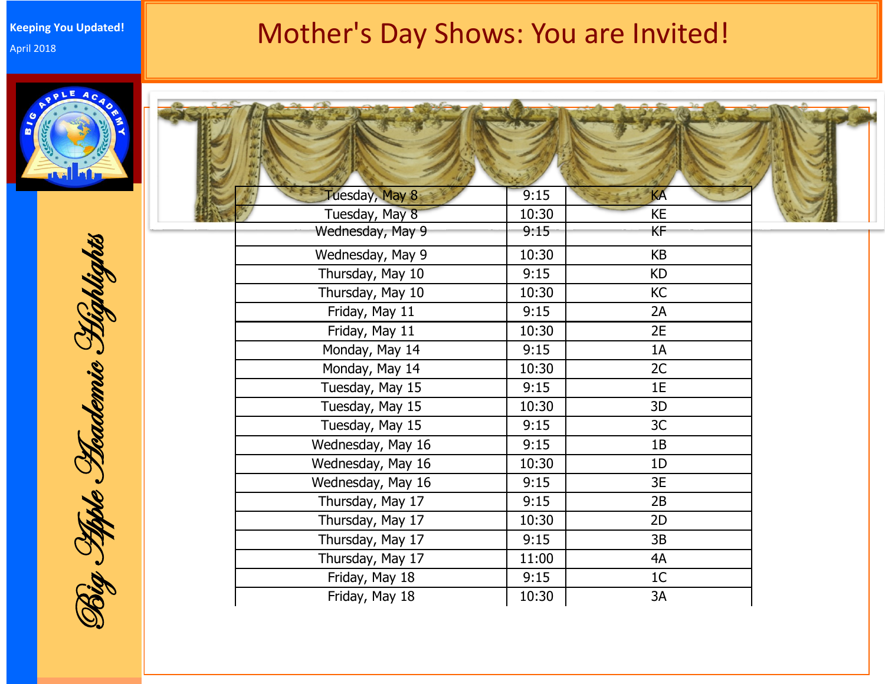Keeping You Updated!

April 2018

# Mother's Day Shows: You are Invited!

*Big Apple Academic Highlights*

| | | |
|---|---|---|
| Tuesday, May 8 | 9:15 | KA |
| Tuesday, May 8 | 10:30 | KE |
| Wednesday, May 9 | 9:15 | KF |
| Wednesday, May 9 | 10:30 | KB |
| Thursday, May 10 | 9:15 | KD |
| Thursday, May 10 | 10:30 | KC |
| Friday, May 11 | 9:15 | 2A |
| Friday, May 11 | 10:30 | 2E |
| Monday, May 14 | 9:15 | 1A |
| Monday, May 14 | 10:30 | 2C |
| Tuesday, May 15 | 9:15 | 1E |
| Tuesday, May 15 | 10:30 | 3D |
| Tuesday, May 15 | 9:15 | 3C |
| Wednesday, May 16 | 9:15 | 1B |
| Wednesday, May 16 | 10:30 | 1D |
| Wednesday, May 16 | 9:15 | 3E |
| Thursday, May 17 | 9:15 | 2B |
| Thursday, May 17 | 10:30 | 2D |
| Thursday, May 17 | 9:15 | 3B |
| Thursday, May 17 | 11:00 | 4A |
| Friday, May 18 | 9:15 | 1C |
| Friday, May 18 | 10:30 | 3A |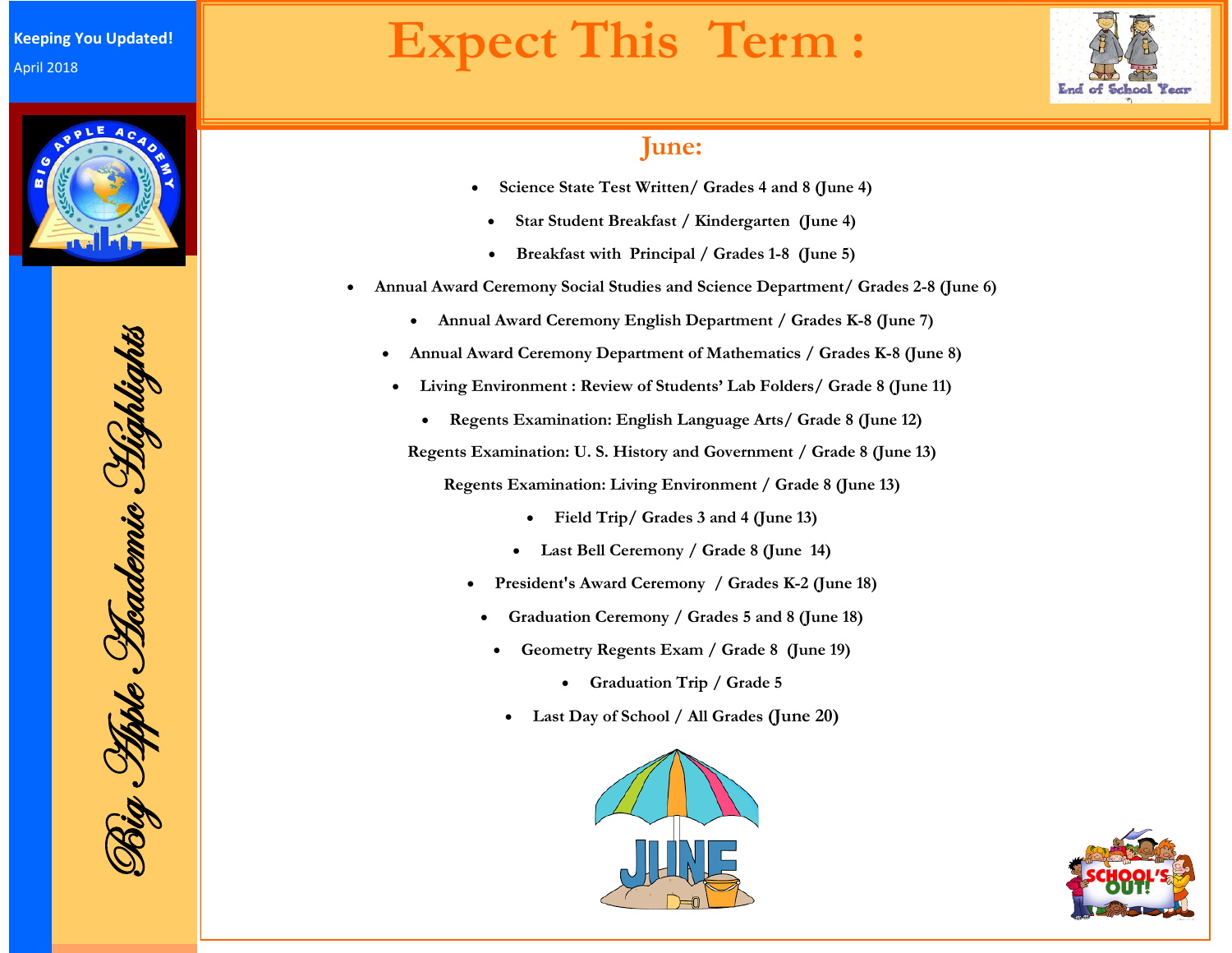Keeping You Updated!

April 2018

*Big Apple Academic Highlights*

# Expect This Term :

## June:

- Science State Test Written/ Grades 4 and 8 (June 4)
- Star Student Breakfast / Kindergarten (June 4)
- Breakfast with Principal / Grades 1-8 (June 5)
- Annual Award Ceremony Social Studies and Science Department/ Grades 2-8 (June 6)
- Annual Award Ceremony English Department / Grades K-8 (June 7)
- Annual Award Ceremony Department of Mathematics / Grades K-8 (June 8)
- Living Environment : Review of Students' Lab Folders/ Grade 8 (June 11)
- Regents Examination: English Language Arts/ Grade 8 (June 12)

Regents Examination: U. S. History and Government / Grade 8 (June 13)

Regents Examination: Living Environment / Grade 8 (June 13)

- Field Trip/ Grades 3 and 4 (June 13)
- Last Bell Ceremony / Grade 8 (June 14)
- President's Award Ceremony / Grades K-2 (June 18)
- Graduation Ceremony / Grades 5 and 8 (June 18)
- Geometry Regents Exam / Grade 8 (June 19)
- Graduation Trip / Grade 5
- Last Day of School / All Grades (June 20)